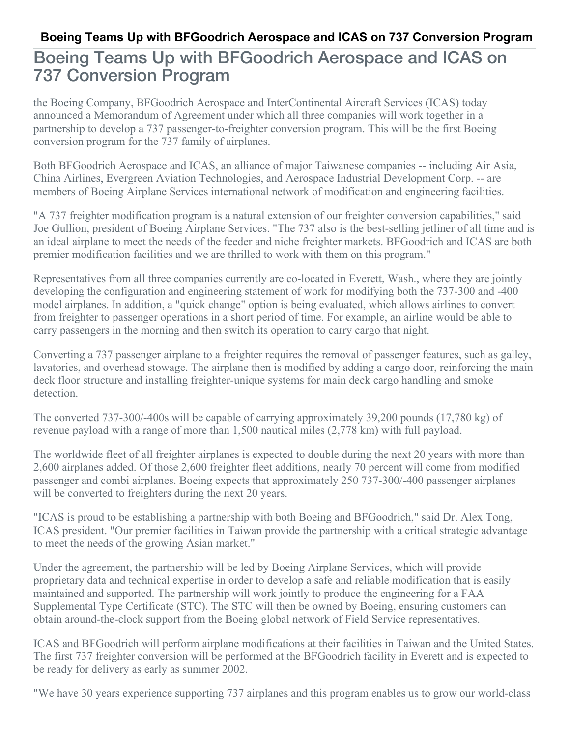# Boeing Teams Up with BFGoodrich Aerospace and ICAS on 737 Conversion Program

the Boeing Company, BFGoodrich Aerospace and InterContinental Aircraft Services (ICAS) today announced a Memorandum of Agreement under which all three companies will work together in a partnership to develop a 737 passenger-to-freighter conversion program. This will be the first Boeing conversion program for the 737 family of airplanes.

Both BFGoodrich Aerospace and ICAS, an alliance of major Taiwanese companies -- including Air Asia, China Airlines, Evergreen Aviation Technologies, and Aerospace Industrial Development Corp. -- are members of Boeing Airplane Services international network of modification and engineering facilities.

"A 737 freighter modification program is a natural extension of our freighter conversion capabilities," said Joe Gullion, president of Boeing Airplane Services. "The 737 also is the best-selling jetliner of all time and is an ideal airplane to meet the needs of the feeder and niche freighter markets. BFGoodrich and ICAS are both premier modification facilities and we are thrilled to work with them on this program."

Representatives from all three companies currently are co-located in Everett, Wash., where they are jointly developing the configuration and engineering statement of work for modifying both the 737-300 and -400 model airplanes. In addition, a "quick change" option is being evaluated, which allows airlines to convert from freighter to passenger operations in a short period of time. For example, an airline would be able to carry passengers in the morning and then switch its operation to carry cargo that night.

Converting a 737 passenger airplane to a freighter requires the removal of passenger features, such as galley, lavatories, and overhead stowage. The airplane then is modified by adding a cargo door, reinforcing the main deck floor structure and installing freighter-unique systems for main deck cargo handling and smoke detection.

The converted 737-300/-400s will be capable of carrying approximately 39,200 pounds (17,780 kg) of revenue payload with a range of more than 1,500 nautical miles (2,778 km) with full payload.

The worldwide fleet of all freighter airplanes is expected to double during the next 20 years with more than 2,600 airplanes added. Of those 2,600 freighter fleet additions, nearly 70 percent will come from modified passenger and combi airplanes. Boeing expects that approximately 250 737-300/-400 passenger airplanes will be converted to freighters during the next 20 years.

"ICAS is proud to be establishing a partnership with both Boeing and BFGoodrich," said Dr. Alex Tong, ICAS president. "Our premier facilities in Taiwan provide the partnership with a critical strategic advantage to meet the needs of the growing Asian market."

Under the agreement, the partnership will be led by Boeing Airplane Services, which will provide proprietary data and technical expertise in order to develop a safe and reliable modification that is easily maintained and supported. The partnership will work jointly to produce the engineering for a FAA Supplemental Type Certificate (STC). The STC will then be owned by Boeing, ensuring customers can obtain around-the-clock support from the Boeing global network of Field Service representatives.

ICAS and BFGoodrich will perform airplane modifications at their facilities in Taiwan and the United States. The first 737 freighter conversion will be performed at the BFGoodrich facility in Everett and is expected to be ready for delivery as early as summer 2002.

"We have 30 years experience supporting 737 airplanes and this program enables us to grow our world-class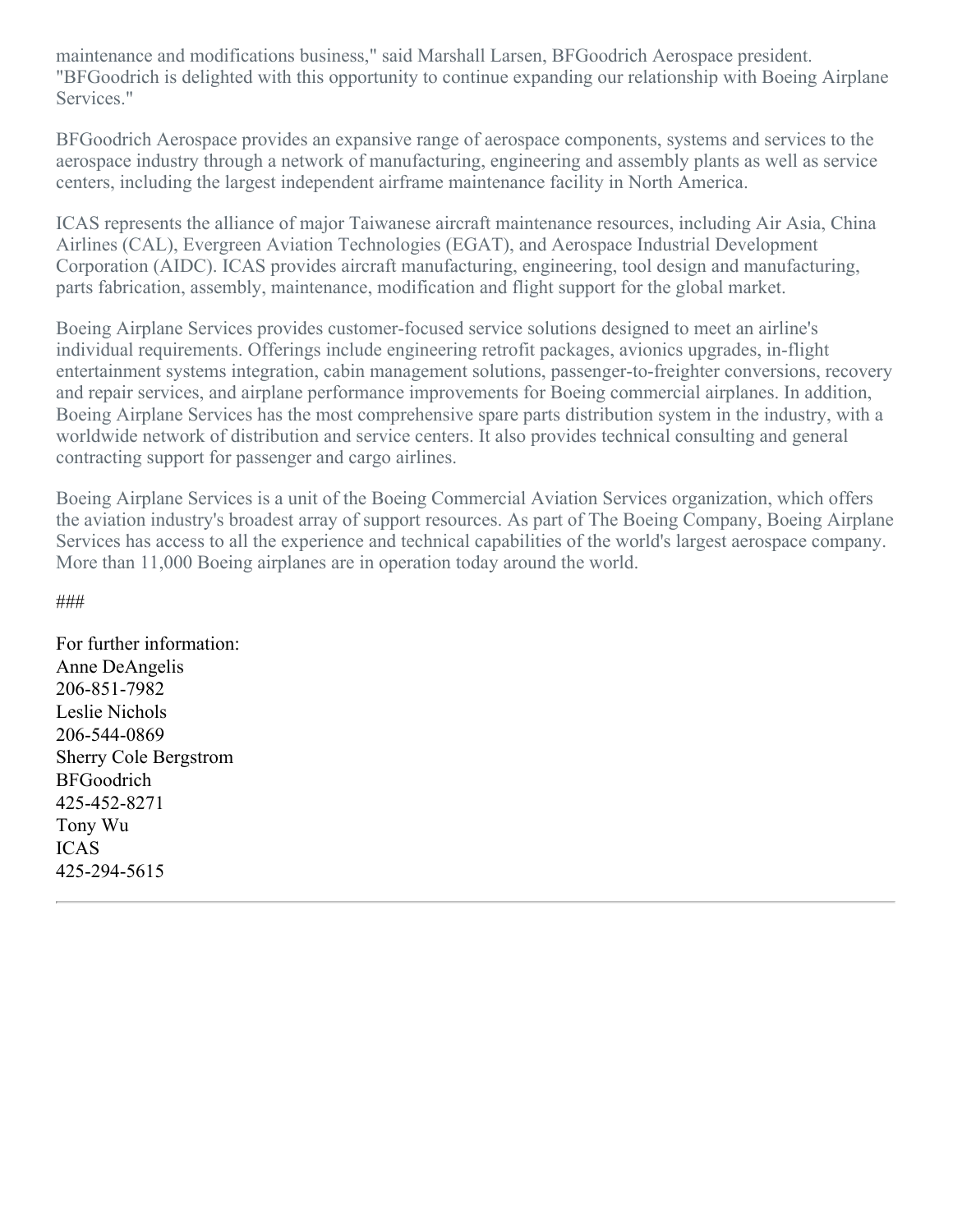maintenance and modifications business," said Marshall Larsen, BFGoodrich Aerospace president. "BFGoodrich is delighted with this opportunity to continue expanding our relationship with Boeing Airplane Services."

BFGoodrich Aerospace provides an expansive range of aerospace components, systems and services to the aerospace industry through a network of manufacturing, engineering and assembly plants as well as service centers, including the largest independent airframe maintenance facility in North America.

ICAS represents the alliance of major Taiwanese aircraft maintenance resources, including Air Asia, China Airlines (CAL), Evergreen Aviation Technologies (EGAT), and Aerospace Industrial Development Corporation (AIDC). ICAS provides aircraft manufacturing, engineering, tool design and manufacturing, parts fabrication, assembly, maintenance, modification and flight support for the global market.

Boeing Airplane Services provides customer-focused service solutions designed to meet an airline's individual requirements. Offerings include engineering retrofit packages, avionics upgrades, in-flight entertainment systems integration, cabin management solutions, passenger-to-freighter conversions, recovery and repair services, and airplane performance improvements for Boeing commercial airplanes. In addition, Boeing Airplane Services has the most comprehensive spare parts distribution system in the industry, with a worldwide network of distribution and service centers. It also provides technical consulting and general contracting support for passenger and cargo airlines.

Boeing Airplane Services is a unit of the Boeing Commercial Aviation Services organization, which offers the aviation industry's broadest array of support resources. As part of The Boeing Company, Boeing Airplane Services has access to all the experience and technical capabilities of the world's largest aerospace company. More than 11,000 Boeing airplanes are in operation today around the world.

###

For further information:
Anne DeAngelis
206-851-7982
Leslie Nichols
206-544-0869
Sherry Cole Bergstrom
BFGoodrich
425-452-8271
Tony Wu
ICAS
425-294-5615